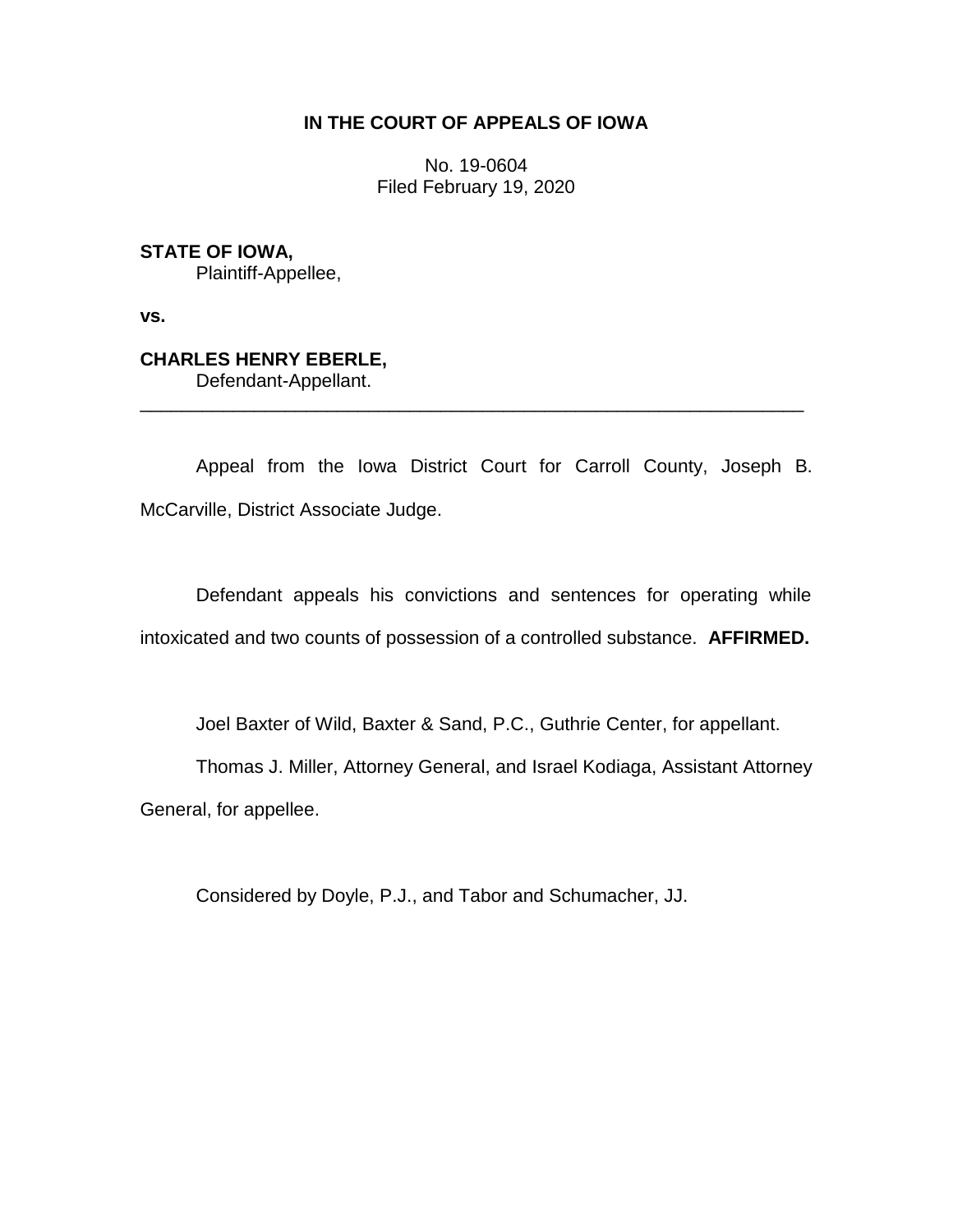# IN THE COURT OF APPEALS OF IOWA

No. 19-0604
Filed February 19, 2020

**STATE OF IOWA,**
Plaintiff-Appellee,

**vs.**

**CHARLES HENRY EBERLE,**
Defendant-Appellant.

---

Appeal from the Iowa District Court for Carroll County, Joseph B. McCarville, District Associate Judge.

Defendant appeals his convictions and sentences for operating while intoxicated and two counts of possession of a controlled substance. **AFFIRMED.**

Joel Baxter of Wild, Baxter & Sand, P.C., Guthrie Center, for appellant.

Thomas J. Miller, Attorney General, and Israel Kodiaga, Assistant Attorney General, for appellee.

Considered by Doyle, P.J., and Tabor and Schumacher, JJ.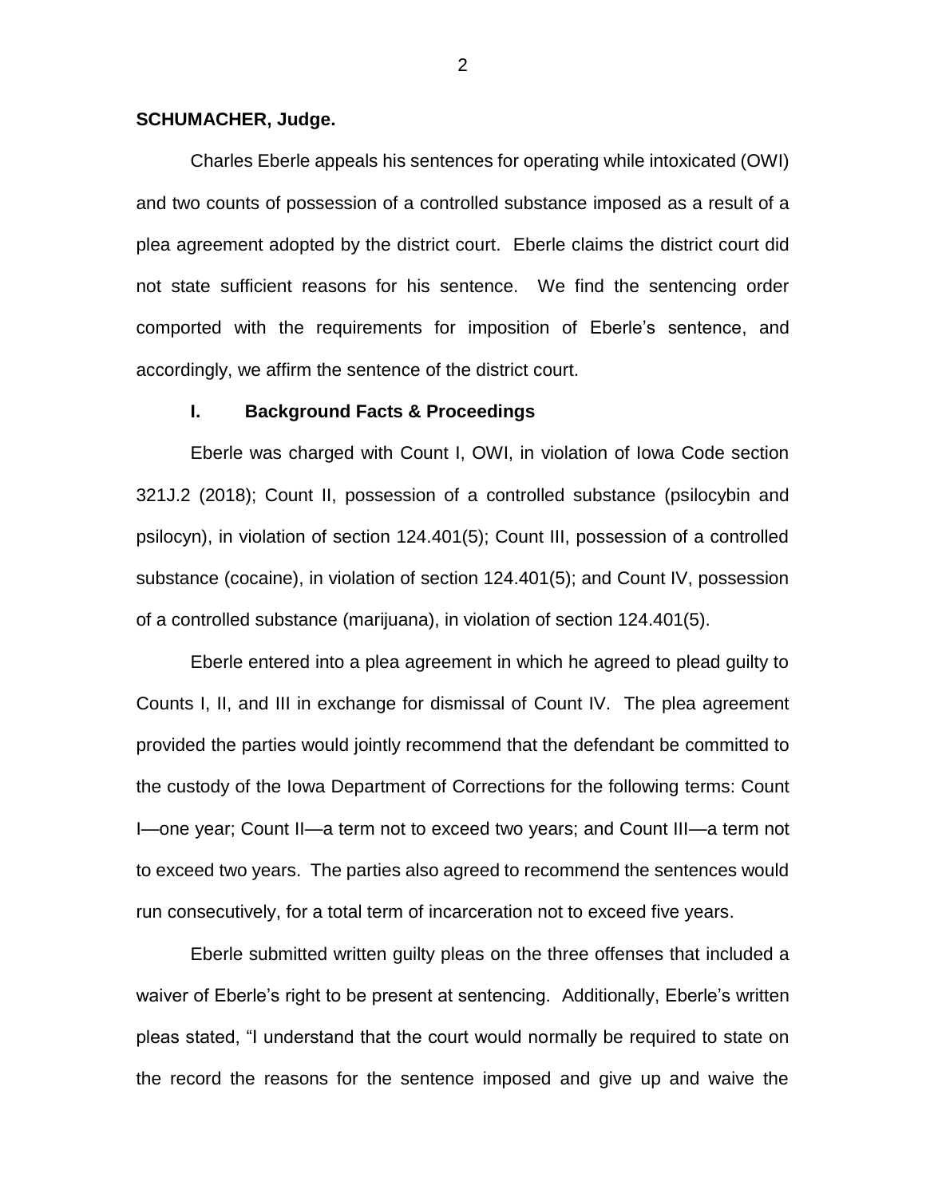**SCHUMACHER, Judge.**

Charles Eberle appeals his sentences for operating while intoxicated (OWI) and two counts of possession of a controlled substance imposed as a result of a plea agreement adopted by the district court. Eberle claims the district court did not state sufficient reasons for his sentence. We find the sentencing order comported with the requirements for imposition of Eberle's sentence, and accordingly, we affirm the sentence of the district court.

## I. Background Facts & Proceedings

Eberle was charged with Count I, OWI, in violation of Iowa Code section 321J.2 (2018); Count II, possession of a controlled substance (psilocybin and psilocyn), in violation of section 124.401(5); Count III, possession of a controlled substance (cocaine), in violation of section 124.401(5); and Count IV, possession of a controlled substance (marijuana), in violation of section 124.401(5).

Eberle entered into a plea agreement in which he agreed to plead guilty to Counts I, II, and III in exchange for dismissal of Count IV. The plea agreement provided the parties would jointly recommend that the defendant be committed to the custody of the Iowa Department of Corrections for the following terms: Count I—one year; Count II—a term not to exceed two years; and Count III—a term not to exceed two years. The parties also agreed to recommend the sentences would run consecutively, for a total term of incarceration not to exceed five years.

Eberle submitted written guilty pleas on the three offenses that included a waiver of Eberle's right to be present at sentencing. Additionally, Eberle's written pleas stated, "I understand that the court would normally be required to state on the record the reasons for the sentence imposed and give up and waive the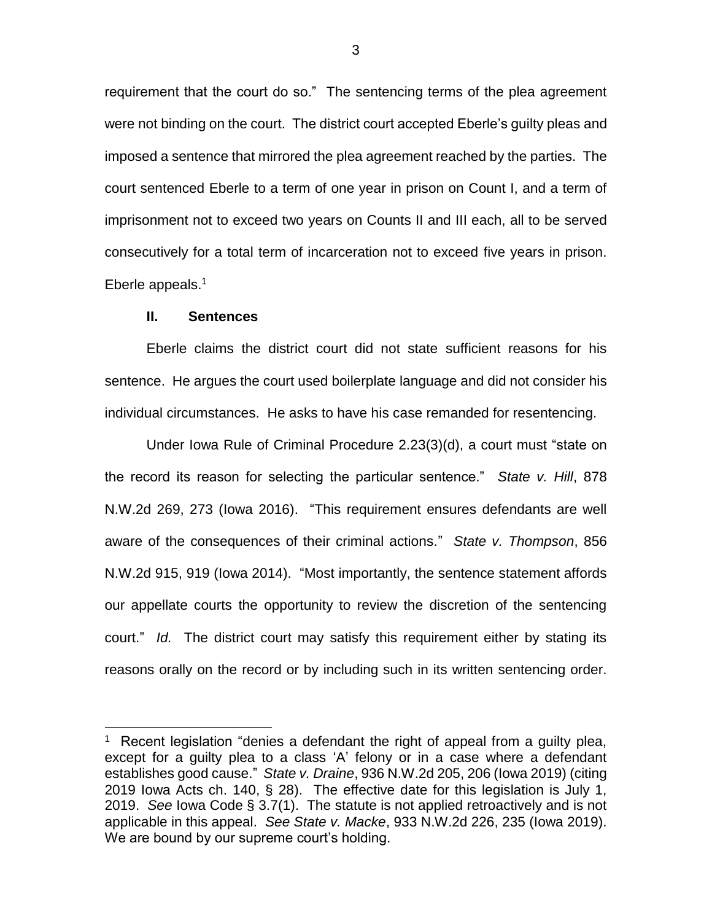requirement that the court do so." The sentencing terms of the plea agreement were not binding on the court. The district court accepted Eberle's guilty pleas and imposed a sentence that mirrored the plea agreement reached by the parties. The court sentenced Eberle to a term of one year in prison on Count I, and a term of imprisonment not to exceed two years on Counts II and III each, all to be served consecutively for a total term of incarceration not to exceed five years in prison. Eberle appeals.[1]

## II. Sentences

Eberle claims the district court did not state sufficient reasons for his sentence. He argues the court used boilerplate language and did not consider his individual circumstances. He asks to have his case remanded for resentencing.

Under Iowa Rule of Criminal Procedure 2.23(3)(d), a court must "state on the record its reason for selecting the particular sentence." *State v. Hill*, 878 N.W.2d 269, 273 (Iowa 2016). "This requirement ensures defendants are well aware of the consequences of their criminal actions." *State v. Thompson*, 856 N.W.2d 915, 919 (Iowa 2014). "Most importantly, the sentence statement affords our appellate courts the opportunity to review the discretion of the sentencing court." *Id.* The district court may satisfy this requirement either by stating its reasons orally on the record or by including such in its written sentencing order.

[1] Recent legislation "denies a defendant the right of appeal from a guilty plea, except for a guilty plea to a class 'A' felony or in a case where a defendant establishes good cause." *State v. Draine*, 936 N.W.2d 205, 206 (Iowa 2019) (citing 2019 Iowa Acts ch. 140, § 28). The effective date for this legislation is July 1, 2019. *See* Iowa Code § 3.7(1). The statute is not applied retroactively and is not applicable in this appeal. *See State v. Macke*, 933 N.W.2d 226, 235 (Iowa 2019). We are bound by our supreme court's holding.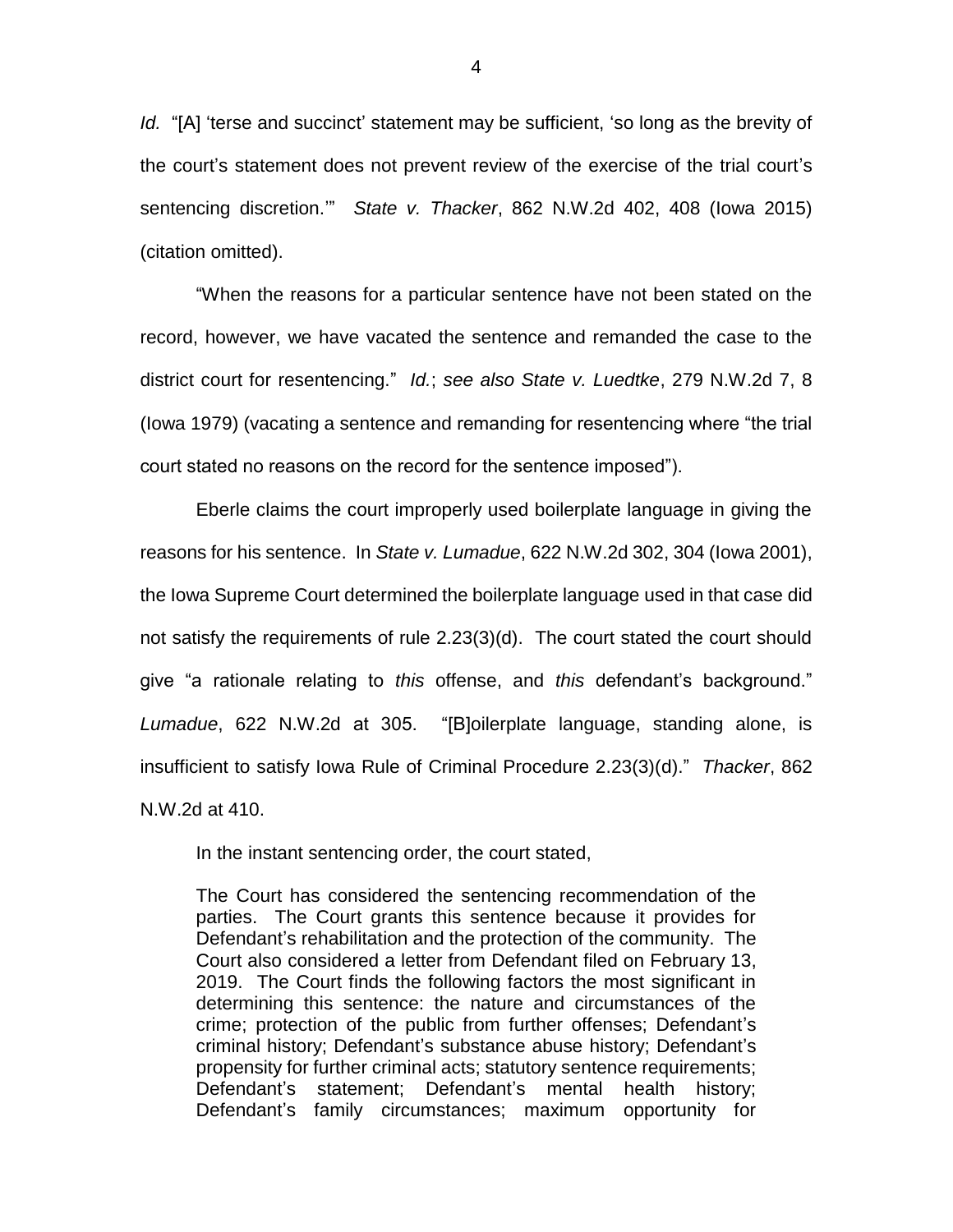*Id.* "[A] 'terse and succinct' statement may be sufficient, 'so long as the brevity of the court's statement does not prevent review of the exercise of the trial court's sentencing discretion.'" *State v. Thacker*, 862 N.W.2d 402, 408 (Iowa 2015) (citation omitted).

"When the reasons for a particular sentence have not been stated on the record, however, we have vacated the sentence and remanded the case to the district court for resentencing." *Id.*; *see also State v. Luedtke*, 279 N.W.2d 7, 8 (Iowa 1979) (vacating a sentence and remanding for resentencing where "the trial court stated no reasons on the record for the sentence imposed").

Eberle claims the court improperly used boilerplate language in giving the reasons for his sentence. In *State v. Lumadue*, 622 N.W.2d 302, 304 (Iowa 2001), the Iowa Supreme Court determined the boilerplate language used in that case did not satisfy the requirements of rule 2.23(3)(d). The court stated the court should give "a rationale relating to *this* offense, and *this* defendant's background." *Lumadue*, 622 N.W.2d at 305. "[B]oilerplate language, standing alone, is insufficient to satisfy Iowa Rule of Criminal Procedure 2.23(3)(d)." *Thacker*, 862 N.W.2d at 410.

In the instant sentencing order, the court stated,

> The Court has considered the sentencing recommendation of the parties. The Court grants this sentence because it provides for Defendant's rehabilitation and the protection of the community. The Court also considered a letter from Defendant filed on February 13, 2019. The Court finds the following factors the most significant in determining this sentence: the nature and circumstances of the crime; protection of the public from further offenses; Defendant's criminal history; Defendant's substance abuse history; Defendant's propensity for further criminal acts; statutory sentence requirements; Defendant's statement; Defendant's mental health history; Defendant's family circumstances; maximum opportunity for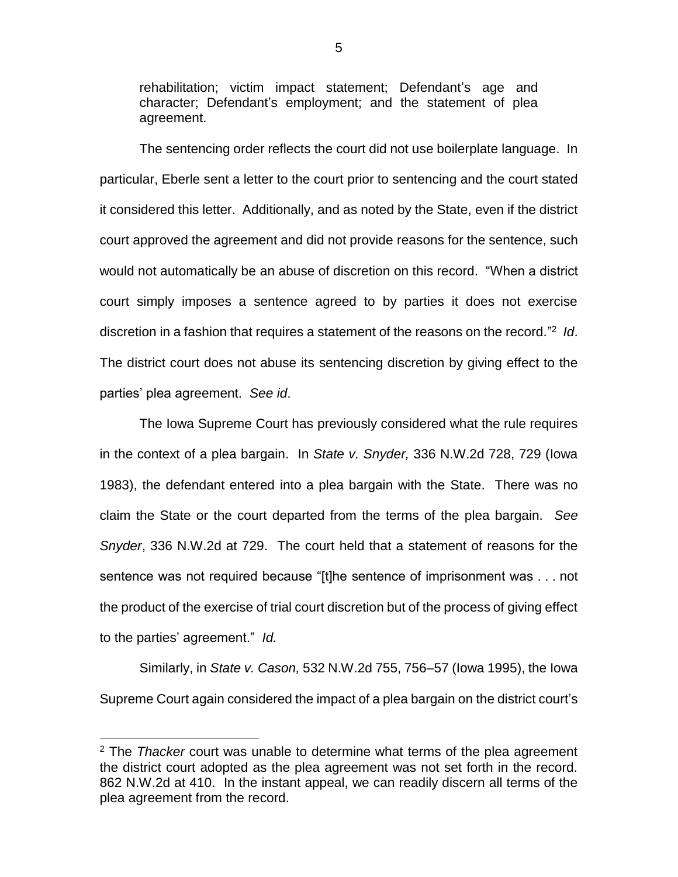rehabilitation; victim impact statement; Defendant's age and character; Defendant's employment; and the statement of plea agreement.

The sentencing order reflects the court did not use boilerplate language. In particular, Eberle sent a letter to the court prior to sentencing and the court stated it considered this letter. Additionally, and as noted by the State, even if the district court approved the agreement and did not provide reasons for the sentence, such would not automatically be an abuse of discretion on this record. "When a district court simply imposes a sentence agreed to by parties it does not exercise discretion in a fashion that requires a statement of the reasons on the record."[2] *Id*. The district court does not abuse its sentencing discretion by giving effect to the parties' plea agreement. *See id*.

The Iowa Supreme Court has previously considered what the rule requires in the context of a plea bargain. In *State v. Snyder,* 336 N.W.2d 728, 729 (Iowa 1983), the defendant entered into a plea bargain with the State. There was no claim the State or the court departed from the terms of the plea bargain. *See Snyder*, 336 N.W.2d at 729. The court held that a statement of reasons for the sentence was not required because "[t]he sentence of imprisonment was . . . not the product of the exercise of trial court discretion but of the process of giving effect to the parties' agreement." *Id.*

Similarly, in *State v. Cason,* 532 N.W.2d 755, 756–57 (Iowa 1995), the Iowa Supreme Court again considered the impact of a plea bargain on the district court's

---

[2] The *Thacker* court was unable to determine what terms of the plea agreement the district court adopted as the plea agreement was not set forth in the record. 862 N.W.2d at 410. In the instant appeal, we can readily discern all terms of the plea agreement from the record.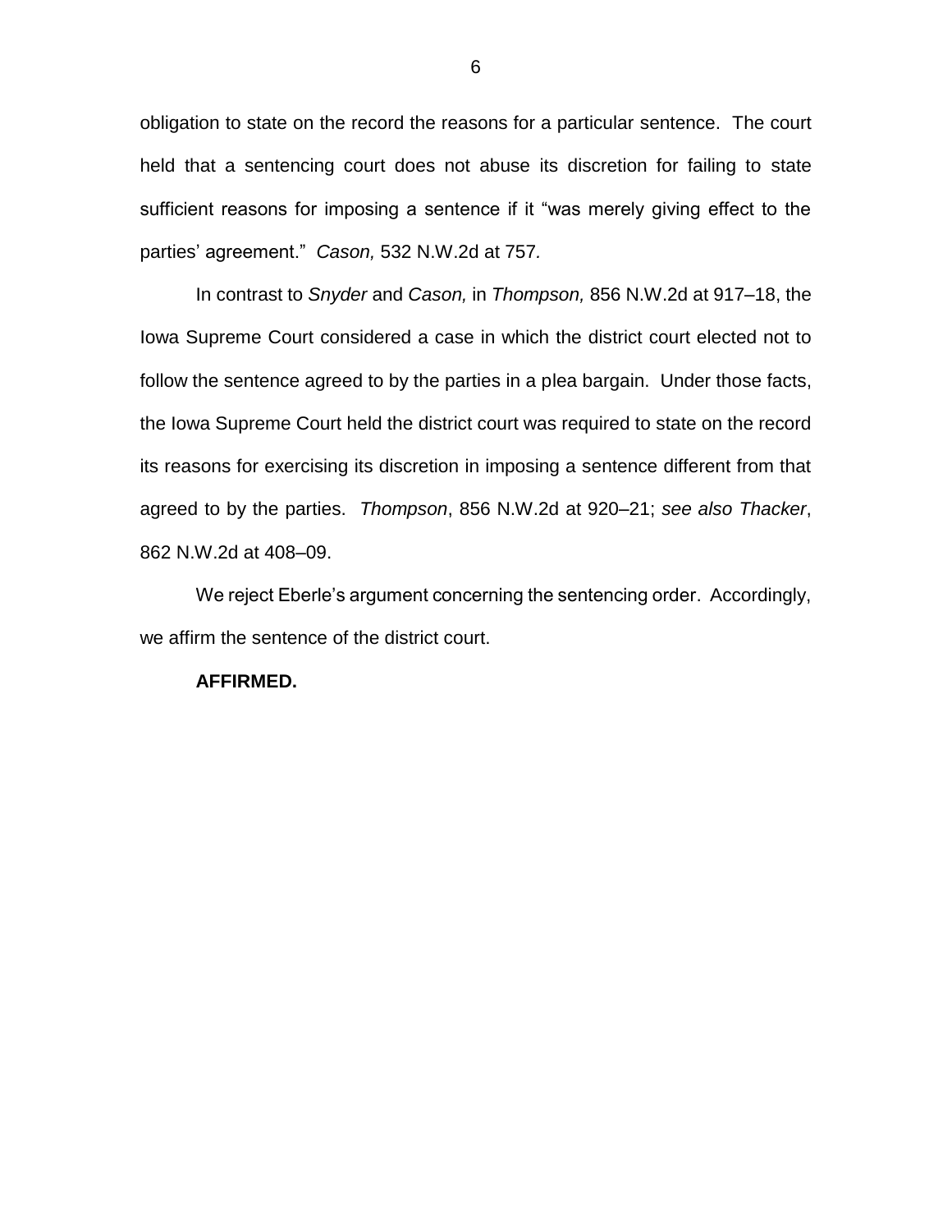obligation to state on the record the reasons for a particular sentence. The court held that a sentencing court does not abuse its discretion for failing to state sufficient reasons for imposing a sentence if it "was merely giving effect to the parties' agreement." *Cason,* 532 N.W.2d at 757*.*

In contrast to *Snyder* and *Cason,* in *Thompson,* 856 N.W.2d at 917–18, the Iowa Supreme Court considered a case in which the district court elected not to follow the sentence agreed to by the parties in a plea bargain. Under those facts, the Iowa Supreme Court held the district court was required to state on the record its reasons for exercising its discretion in imposing a sentence different from that agreed to by the parties. *Thompson*, 856 N.W.2d at 920–21; *see also Thacker*, 862 N.W.2d at 408–09.

We reject Eberle's argument concerning the sentencing order. Accordingly, we affirm the sentence of the district court.

**AFFIRMED.**